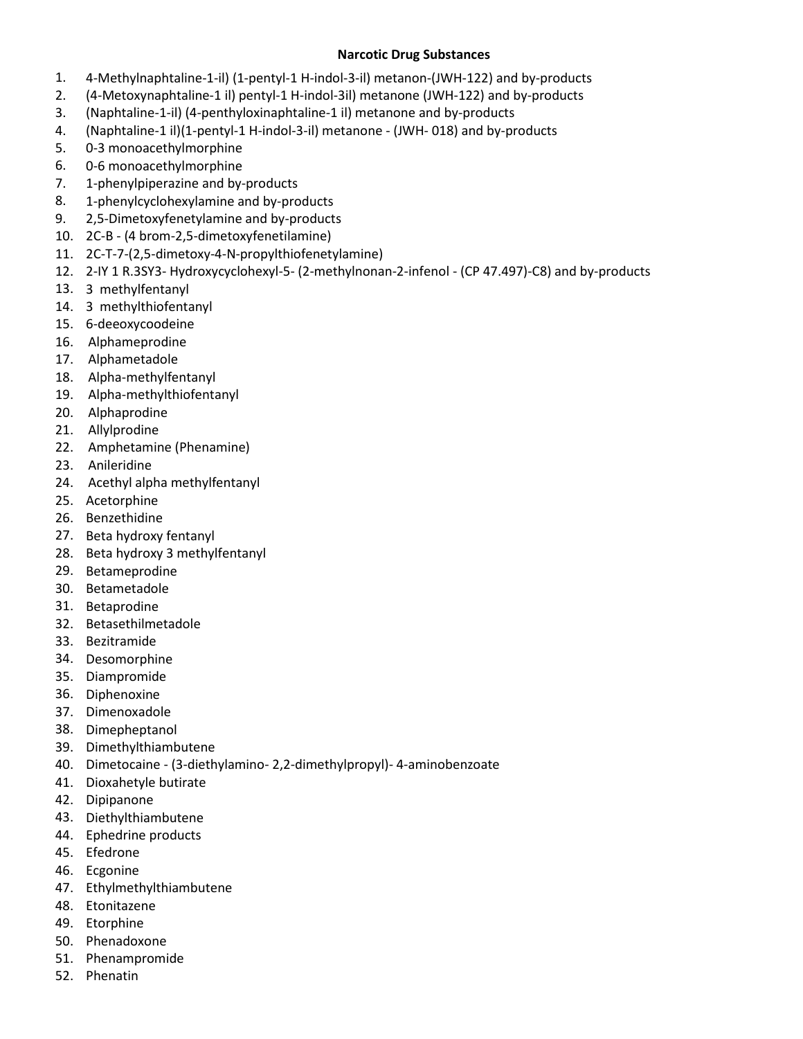**Narcotic Drug Substances**

1. 4-Methylnaphtaline-1-il) (1-pentyl-1 H-indol-3-il) metanon-(JWH-122) and by-products
2. (4-Metoxynaphtaline-1 il) pentyl-1 H-indol-3il) metanone (JWH-122) and by-products
3. (Naphtaline-1-il) (4-penthyloxinaphtaline-1 il) metanone and by-products
4. (Naphtaline-1 il)(1-pentyl-1 H-indol-3-il) metanone - (JWH- 018) and by-products
5. 0-3 monoacethylmorphine
6. 0-6 monoacethylmorphine
7. 1-phenylpiperazine and by-products
8. 1-phenylcyclohexylamine and by-products
9. 2,5-Dimetoxyfenetylamine and by-products
10. 2C-B - (4 brom-2,5-dimetoxyfenetilamine)
11. 2C-T-7-(2,5-dimetoxy-4-N-propylthiofenetylamine)
12. 2-IY 1 R.3SY3- Hydroxycyclohexyl-5- (2-methylnonan-2-infenol - (CP 47.497)-C8) and by-products
13. 3 methylfentanyl
14. 3 methylthiofentanyl
15. 6-deeoxycoodeine
16. Alphameprodine
17. Alphametadole
18. Alpha-methylfentanyl
19. Alpha-methylthiofentanyl
20. Alphaprodine
21. Allylprodine
22. Amphetamine (Phenamine)
23. Anileridine
24. Acethyl alpha methylfentanyl
25. Acetorphine
26. Benzethidine
27. Beta hydroxy fentanyl
28. Beta hydroxy 3 methylfentanyl
29. Betameprodine
30. Betametadole
31. Betaprodine
32. Betasethilmetadole
33. Bezitramide
34. Desomorphine
35. Diampromide
36. Diphenoxine
37. Dimenoxadole
38. Dimepheptanol
39. Dimethylthiambutene
40. Dimetocaine - (3-diethylamino- 2,2-dimethylpropyl)- 4-aminobenzoate
41. Dioxahetyle butirate
42. Dipipanone
43. Diethylthiambutene
44. Ephedrine products
45. Efedrone
46. Ecgonine
47. Ethylmethylthiambutene
48. Etonitazene
49. Etorphine
50. Phenadoxone
51. Phenampromide
52. Phenatin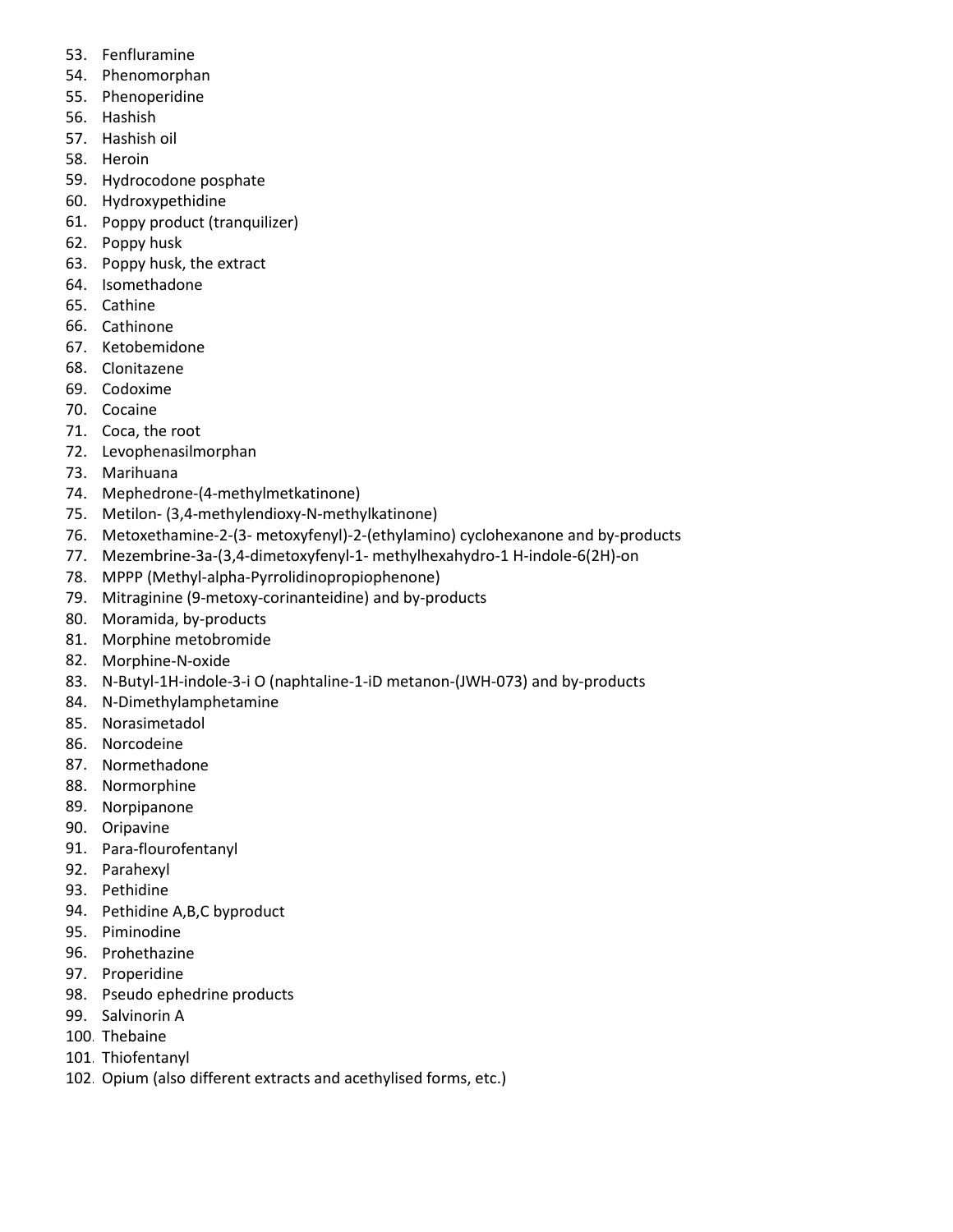53. Fenfluramine
54. Phenomorphan
55. Phenoperidine
56. Hashish
57. Hashish oil
58. Heroin
59. Hydrocodone posphate
60. Hydroxypethidine
61. Poppy product (tranquilizer)
62. Poppy husk
63. Poppy husk, the extract
64. Isomethadone
65. Cathine
66. Cathinone
67. Ketobemidone
68. Clonitazene
69. Codoxime
70. Cocaine
71. Coca, the root
72. Levophenasilmorphan
73. Marihuana
74. Mephedrone-(4-methylmetkatinone)
75. Metilon- (3,4-methylendioxy-N-methylkatinone)
76. Metoxethamine-2-(3- metoxyfenyl)-2-(ethylamino) cyclohexanone and by-products
77. Mezembrine-3a-(3,4-dimetoxyfenyl-1- methylhexahydro-1 H-indole-6(2H)-on
78. MPPP (Methyl-alpha-Pyrrolidinopropiophenone)
79. Mitraginine (9-metoxy-corinanteidine) and by-products
80. Moramida, by-products
81. Morphine metobromide
82. Morphine-N-oxide
83. N-Butyl-1H-indole-3-i O (naphtaline-1-iD metanon-(JWH-073) and by-products
84. N-Dimethylamphetamine
85. Norasimetadol
86. Norcodeine
87. Normethadone
88. Normorphine
89. Norpipanone
90. Oripavine
91. Para-flourofentanyl
92. Parahexyl
93. Pethidine
94. Pethidine A,B,C byproduct
95. Piminodine
96. Prohethazine
97. Properidine
98. Pseudo ephedrine products
99. Salvinorin A
100. Thebaine
101. Thiofentanyl
102. Opium (also different extracts and acethylised forms, etc.)